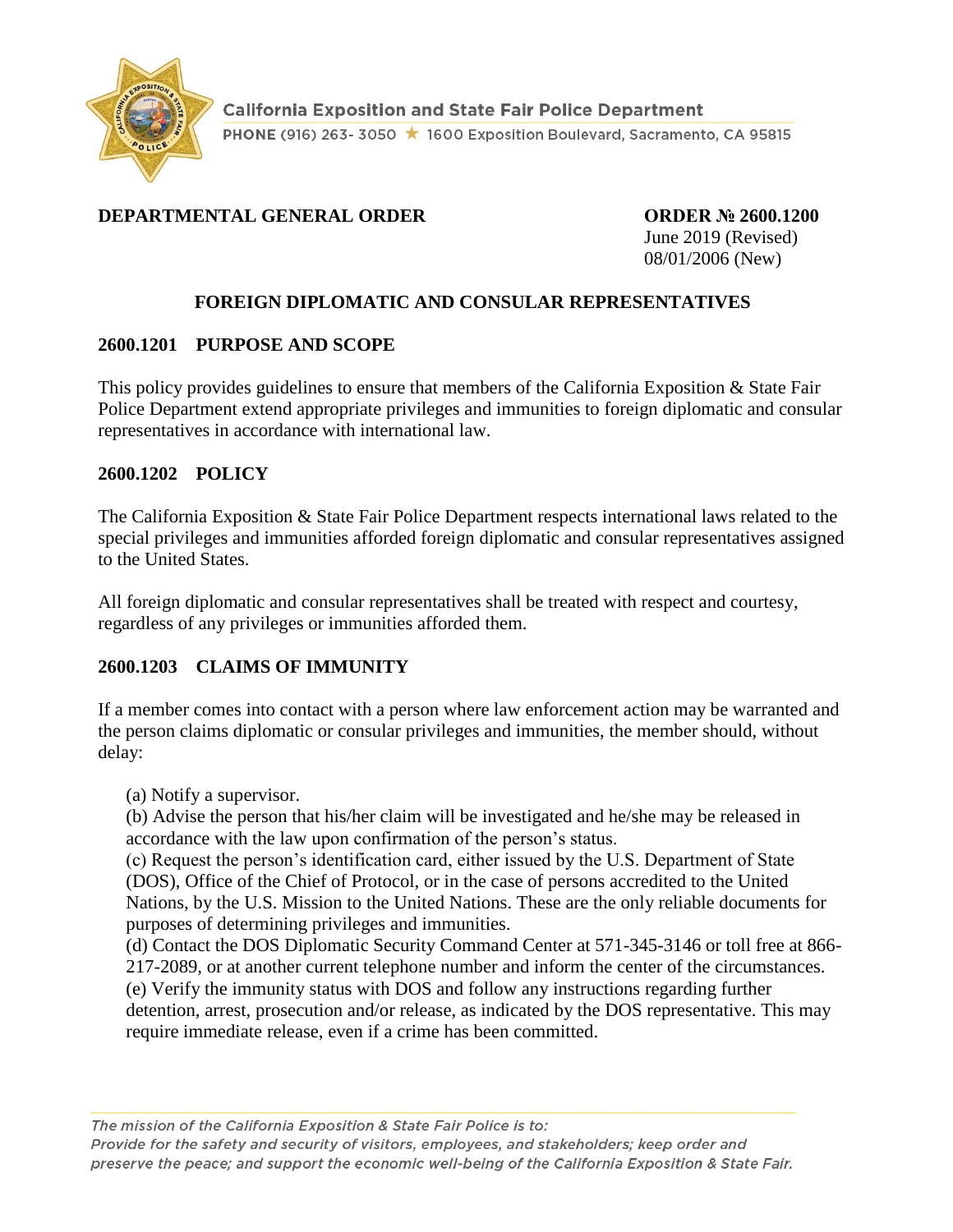**DEPARTMENTAL GENERAL ORDER**

**ORDER № 2600.1200**
June 2019 (Revised)
08/01/2006 (New)

# FOREIGN DIPLOMATIC AND CONSULAR REPRESENTATIVES

## 2600.1201 PURPOSE AND SCOPE

This policy provides guidelines to ensure that members of the California Exposition & State Fair Police Department extend appropriate privileges and immunities to foreign diplomatic and consular representatives in accordance with international law.

## 2600.1202 POLICY

The California Exposition & State Fair Police Department respects international laws related to the special privileges and immunities afforded foreign diplomatic and consular representatives assigned to the United States.

All foreign diplomatic and consular representatives shall be treated with respect and courtesy, regardless of any privileges or immunities afforded them.

## 2600.1203 CLAIMS OF IMMUNITY

If a member comes into contact with a person where law enforcement action may be warranted and the person claims diplomatic or consular privileges and immunities, the member should, without delay:

(a) Notify a supervisor.
(b) Advise the person that his/her claim will be investigated and he/she may be released in accordance with the law upon confirmation of the person's status.
(c) Request the person's identification card, either issued by the U.S. Department of State (DOS), Office of the Chief of Protocol, or in the case of persons accredited to the United Nations, by the U.S. Mission to the United Nations. These are the only reliable documents for purposes of determining privileges and immunities.
(d) Contact the DOS Diplomatic Security Command Center at 571-345-3146 or toll free at 866-217-2089, or at another current telephone number and inform the center of the circumstances.
(e) Verify the immunity status with DOS and follow any instructions regarding further detention, arrest, prosecution and/or release, as indicated by the DOS representative. This may require immediate release, even if a crime has been committed.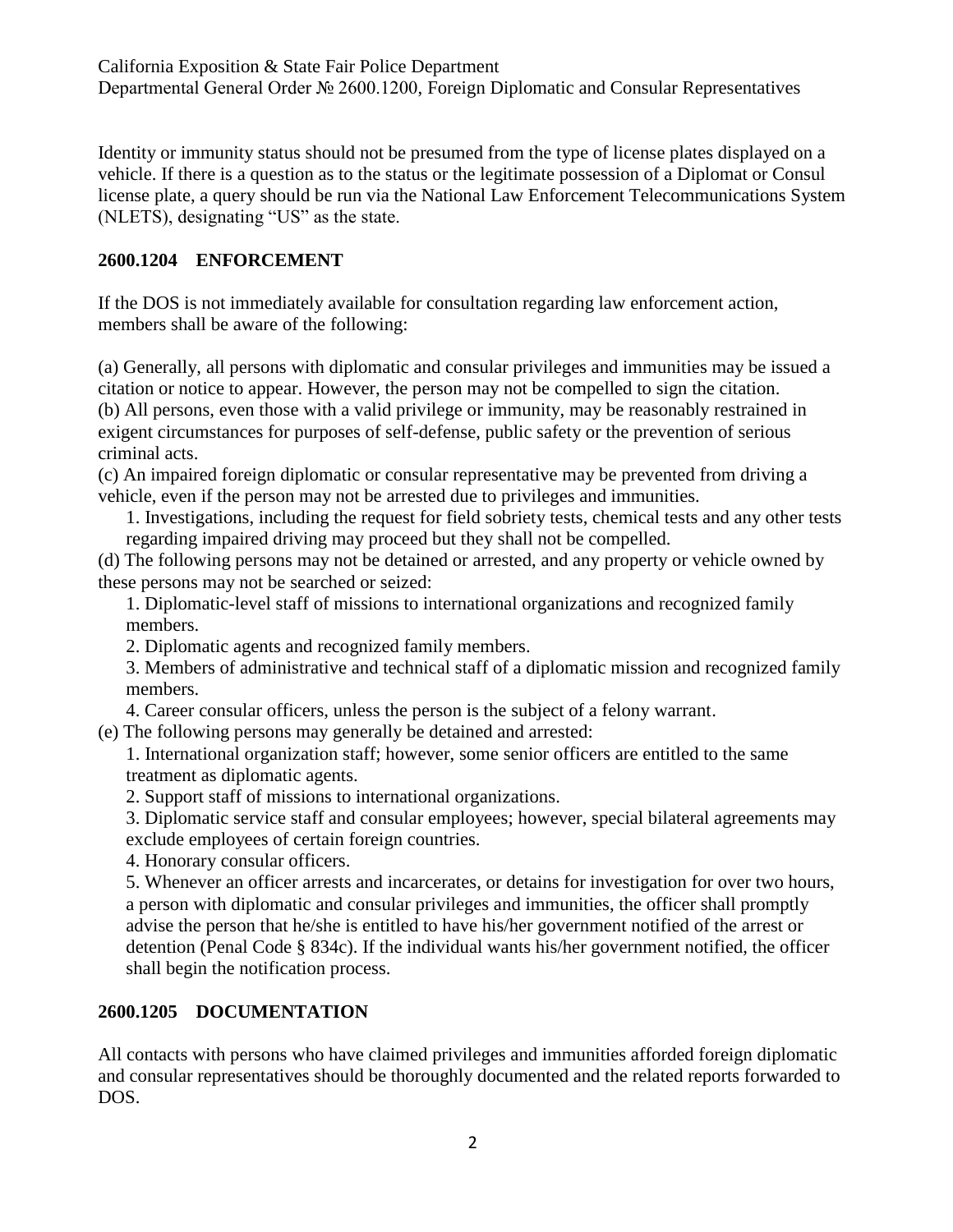Identity or immunity status should not be presumed from the type of license plates displayed on a vehicle. If there is a question as to the status or the legitimate possession of a Diplomat or Consul license plate, a query should be run via the National Law Enforcement Telecommunications System (NLETS), designating "US" as the state.

## 2600.1204 ENFORCEMENT

If the DOS is not immediately available for consultation regarding law enforcement action, members shall be aware of the following:

(a) Generally, all persons with diplomatic and consular privileges and immunities may be issued a citation or notice to appear. However, the person may not be compelled to sign the citation.
(b) All persons, even those with a valid privilege or immunity, may be reasonably restrained in exigent circumstances for purposes of self-defense, public safety or the prevention of serious criminal acts.
(c) An impaired foreign diplomatic or consular representative may be prevented from driving a vehicle, even if the person may not be arrested due to privileges and immunities.

1. Investigations, including the request for field sobriety tests, chemical tests and any other tests regarding impaired driving may proceed but they shall not be compelled.

(d) The following persons may not be detained or arrested, and any property or vehicle owned by these persons may not be searched or seized:

1. Diplomatic-level staff of missions to international organizations and recognized family members.
2. Diplomatic agents and recognized family members.
3. Members of administrative and technical staff of a diplomatic mission and recognized family members.
4. Career consular officers, unless the person is the subject of a felony warrant.

(e) The following persons may generally be detained and arrested:

1. International organization staff; however, some senior officers are entitled to the same treatment as diplomatic agents.
2. Support staff of missions to international organizations.
3. Diplomatic service staff and consular employees; however, special bilateral agreements may exclude employees of certain foreign countries.
4. Honorary consular officers.
5. Whenever an officer arrests and incarcerates, or detains for investigation for over two hours, a person with diplomatic and consular privileges and immunities, the officer shall promptly advise the person that he/she is entitled to have his/her government notified of the arrest or detention (Penal Code § 834c). If the individual wants his/her government notified, the officer shall begin the notification process.

## 2600.1205 DOCUMENTATION

All contacts with persons who have claimed privileges and immunities afforded foreign diplomatic and consular representatives should be thoroughly documented and the related reports forwarded to DOS.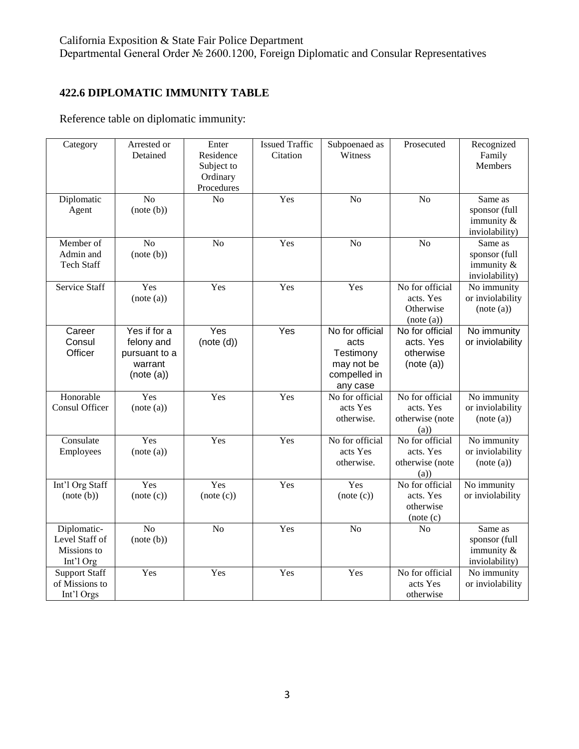## 422.6 DIPLOMATIC IMMUNITY TABLE

Reference table on diplomatic immunity:

| Category | Arrested or Detained | Enter Residence Subject to Ordinary Procedures | Issued Traffic Citation | Subpoenaed as Witness | Prosecuted | Recognized Family Members |
|---|---|---|---|---|---|---|
| Diplomatic Agent | No (note (b)) | No | Yes | No | No | Same as sponsor (full immunity & inviolability) |
| Member of Admin and Tech Staff | No (note (b)) | No | Yes | No | No | Same as sponsor (full immunity & inviolability) |
| Service Staff | Yes (note (a)) | Yes | Yes | Yes | No for official acts. Yes Otherwise (note (a)) | No immunity or inviolability (note (a)) |
| Career Consul Officer | Yes if for a felony and pursuant to a warrant (note (a)) | Yes (note (d)) | Yes | No for official acts Testimony may not be compelled in any case | No for official acts. Yes otherwise (note (a)) | No immunity or inviolability |
| Honorable Consul Officer | Yes (note (a)) | Yes | Yes | No for official acts Yes otherwise. | No for official acts. Yes otherwise (note (a)) | No immunity or inviolability (note (a)) |
| Consulate Employees | Yes (note (a)) | Yes | Yes | No for official acts Yes otherwise. | No for official acts. Yes otherwise (note (a)) | No immunity or inviolability (note (a)) |
| Int'l Org Staff (note (b)) | Yes (note (c)) | Yes (note (c)) | Yes | Yes (note (c)) | No for official acts. Yes otherwise (note (c) | No immunity or inviolability |
| Diplomatic-Level Staff of Missions to Int'l Org | No (note (b)) | No | Yes | No | No | Same as sponsor (full immunity & inviolability) |
| Support Staff of Missions to Int'l Orgs | Yes | Yes | Yes | Yes | No for official acts Yes otherwise | No immunity or inviolability |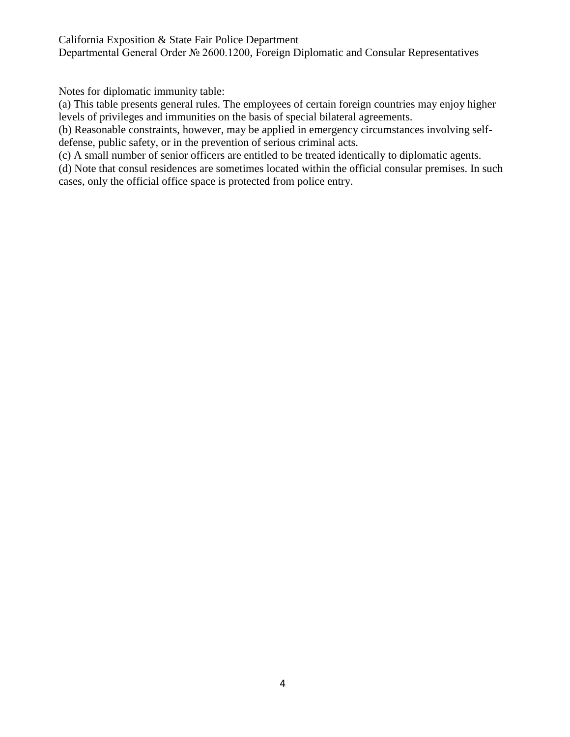Notes for diplomatic immunity table:

(a) This table presents general rules. The employees of certain foreign countries may enjoy higher levels of privileges and immunities on the basis of special bilateral agreements.

(b) Reasonable constraints, however, may be applied in emergency circumstances involving self-defense, public safety, or in the prevention of serious criminal acts.

(c) A small number of senior officers are entitled to be treated identically to diplomatic agents.

(d) Note that consul residences are sometimes located within the official consular premises. In such cases, only the official office space is protected from police entry.